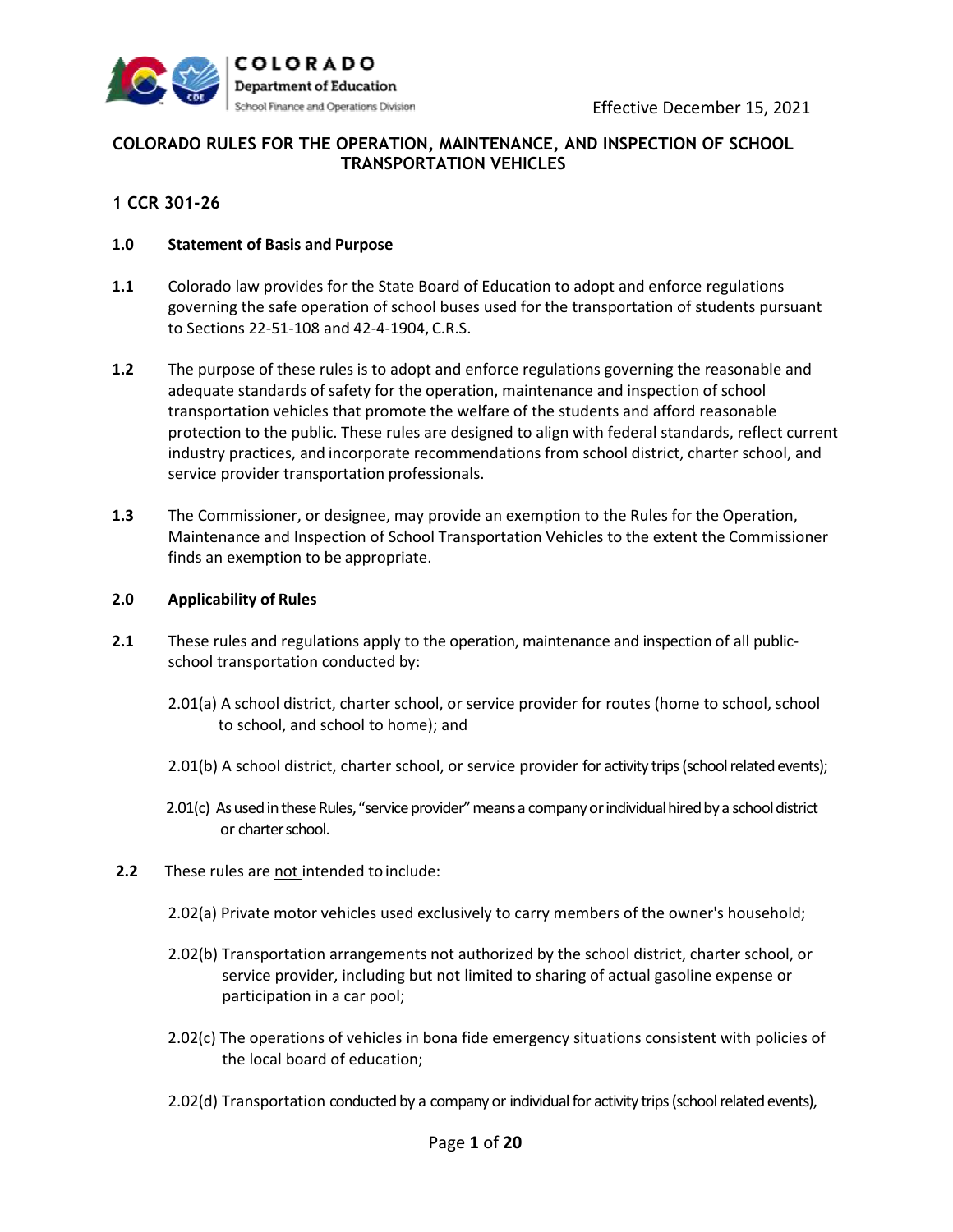COLORADO Department of Education
School Finance and Operations Division

Effective December 15, 2021

# COLORADO RULES FOR THE OPERATION, MAINTENANCE, AND INSPECTION OF SCHOOL TRANSPORTATION VEHICLES

## 1 CCR 301-26

### 1.0 Statement of Basis and Purpose

**1.1** Colorado law provides for the State Board of Education to adopt and enforce regulations governing the safe operation of school buses used for the transportation of students pursuant to Sections 22-51-108 and 42-4-1904, C.R.S.

**1.2** The purpose of these rules is to adopt and enforce regulations governing the reasonable and adequate standards of safety for the operation, maintenance and inspection of school transportation vehicles that promote the welfare of the students and afford reasonable protection to the public. These rules are designed to align with federal standards, reflect current industry practices, and incorporate recommendations from school district, charter school, and service provider transportation professionals.

**1.3** The Commissioner, or designee, may provide an exemption to the Rules for the Operation, Maintenance and Inspection of School Transportation Vehicles to the extent the Commissioner finds an exemption to be appropriate.

### 2.0 Applicability of Rules

**2.1** These rules and regulations apply to the operation, maintenance and inspection of all public-school transportation conducted by:

2.01(a) A school district, charter school, or service provider for routes (home to school, school to school, and school to home); and

2.01(b) A school district, charter school, or service provider for activity trips (school related events);

2.01(c) As used in these Rules, "service provider" means a company or individual hired by a school district or charter school.

**2.2** These rules are <u>not</u> intended to include:

2.02(a) Private motor vehicles used exclusively to carry members of the owner's household;

2.02(b) Transportation arrangements not authorized by the school district, charter school, or service provider, including but not limited to sharing of actual gasoline expense or participation in a car pool;

2.02(c) The operations of vehicles in bona fide emergency situations consistent with policies of the local board of education;

2.02(d) Transportation conducted by a company or individual for activity trips (school related events),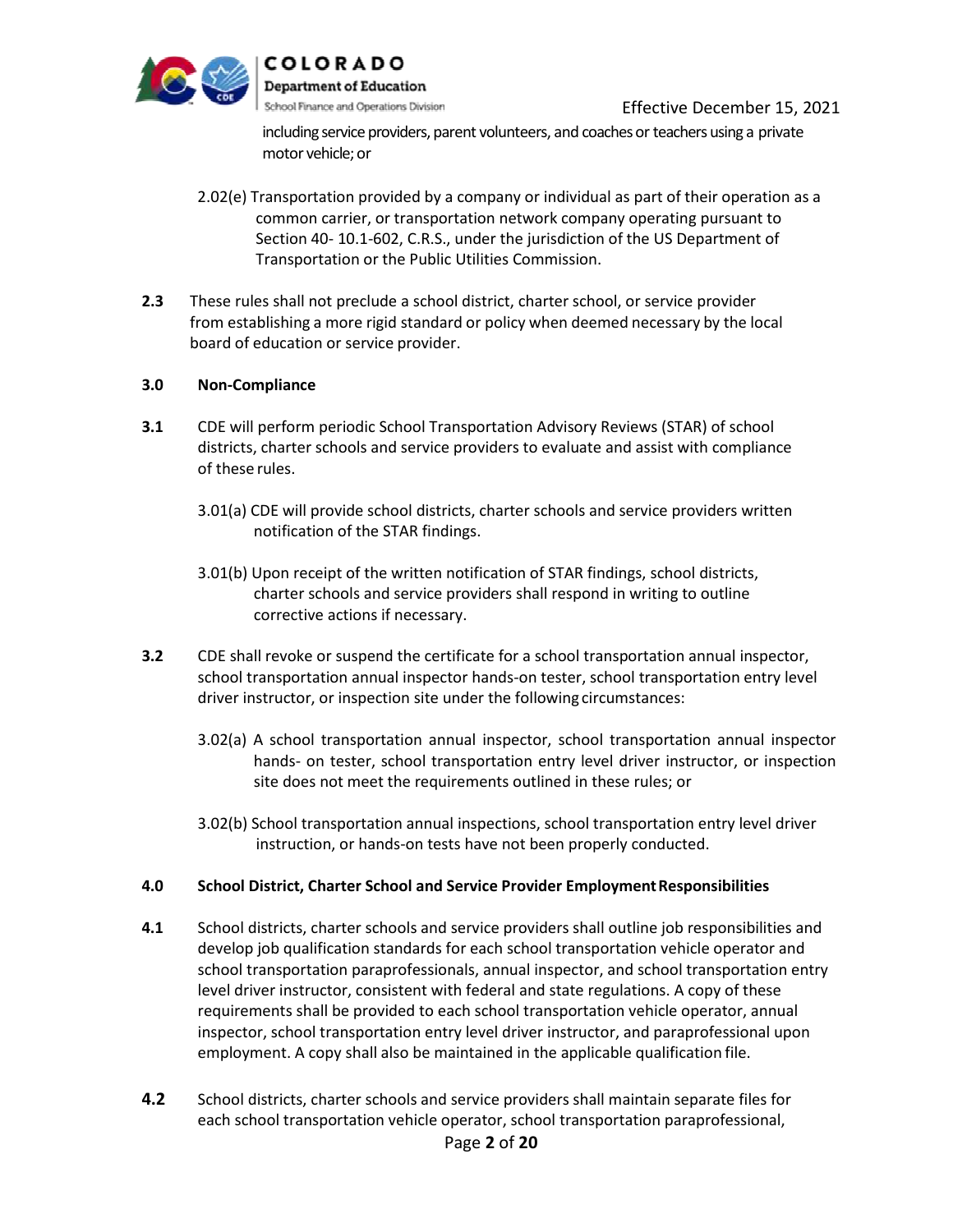including service providers, parent volunteers, and coaches or teachers using a private motor vehicle; or

2.02(e) Transportation provided by a company or individual as part of their operation as a common carrier, or transportation network company operating pursuant to Section 40- 10.1-602, C.R.S., under the jurisdiction of the US Department of Transportation or the Public Utilities Commission.

**2.3** These rules shall not preclude a school district, charter school, or service provider from establishing a more rigid standard or policy when deemed necessary by the local board of education or service provider.

**3.0 Non-Compliance**

**3.1** CDE will perform periodic School Transportation Advisory Reviews (STAR) of school districts, charter schools and service providers to evaluate and assist with compliance of these rules.

3.01(a) CDE will provide school districts, charter schools and service providers written notification of the STAR findings.

3.01(b) Upon receipt of the written notification of STAR findings, school districts, charter schools and service providers shall respond in writing to outline corrective actions if necessary.

**3.2** CDE shall revoke or suspend the certificate for a school transportation annual inspector, school transportation annual inspector hands-on tester, school transportation entry level driver instructor, or inspection site under the following circumstances:

3.02(a) A school transportation annual inspector, school transportation annual inspector hands- on tester, school transportation entry level driver instructor, or inspection site does not meet the requirements outlined in these rules; or

3.02(b) School transportation annual inspections, school transportation entry level driver instruction, or hands-on tests have not been properly conducted.

**4.0 School District, Charter School and Service Provider Employment Responsibilities**

**4.1** School districts, charter schools and service providers shall outline job responsibilities and develop job qualification standards for each school transportation vehicle operator and school transportation paraprofessionals, annual inspector, and school transportation entry level driver instructor, consistent with federal and state regulations. A copy of these requirements shall be provided to each school transportation vehicle operator, annual inspector, school transportation entry level driver instructor, and paraprofessional upon employment. A copy shall also be maintained in the applicable qualification file.

**4.2** School districts, charter schools and service providers shall maintain separate files for each school transportation vehicle operator, school transportation paraprofessional,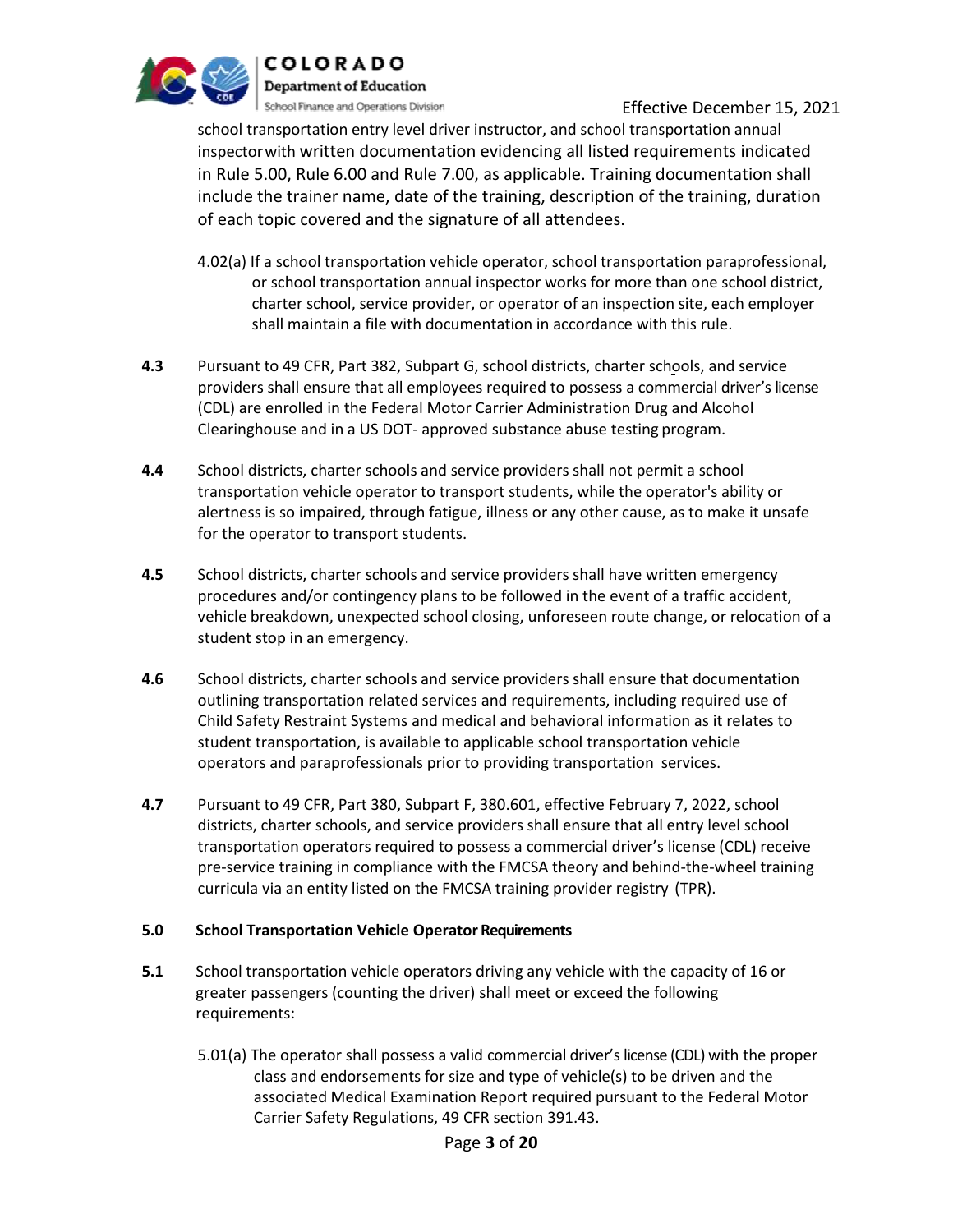school transportation entry level driver instructor, and school transportation annual inspector with written documentation evidencing all listed requirements indicated in Rule 5.00, Rule 6.00 and Rule 7.00, as applicable. Training documentation shall include the trainer name, date of the training, description of the training, duration of each topic covered and the signature of all attendees.

4.02(a) If a school transportation vehicle operator, school transportation paraprofessional, or school transportation annual inspector works for more than one school district, charter school, service provider, or operator of an inspection site, each employer shall maintain a file with documentation in accordance with this rule.

**4.3** Pursuant to 49 CFR, Part 382, Subpart G, school districts, charter schools, and service providers shall ensure that all employees required to possess a commercial driver's license (CDL) are enrolled in the Federal Motor Carrier Administration Drug and Alcohol Clearinghouse and in a US DOT- approved substance abuse testing program.

**4.4** School districts, charter schools and service providers shall not permit a school transportation vehicle operator to transport students, while the operator's ability or alertness is so impaired, through fatigue, illness or any other cause, as to make it unsafe for the operator to transport students.

**4.5** School districts, charter schools and service providers shall have written emergency procedures and/or contingency plans to be followed in the event of a traffic accident, vehicle breakdown, unexpected school closing, unforeseen route change, or relocation of a student stop in an emergency.

**4.6** School districts, charter schools and service providers shall ensure that documentation outlining transportation related services and requirements, including required use of Child Safety Restraint Systems and medical and behavioral information as it relates to student transportation, is available to applicable school transportation vehicle operators and paraprofessionals prior to providing transportation services.

**4.7** Pursuant to 49 CFR, Part 380, Subpart F, 380.601, effective February 7, 2022, school districts, charter schools, and service providers shall ensure that all entry level school transportation operators required to possess a commercial driver's license (CDL) receive pre-service training in compliance with the FMCSA theory and behind-the-wheel training curricula via an entity listed on the FMCSA training provider registry (TPR).

## 5.0 School Transportation Vehicle Operator Requirements

**5.1** School transportation vehicle operators driving any vehicle with the capacity of 16 or greater passengers (counting the driver) shall meet or exceed the following requirements:

5.01(a) The operator shall possess a valid commercial driver's license (CDL) with the proper class and endorsements for size and type of vehicle(s) to be driven and the associated Medical Examination Report required pursuant to the Federal Motor Carrier Safety Regulations, 49 CFR section 391.43.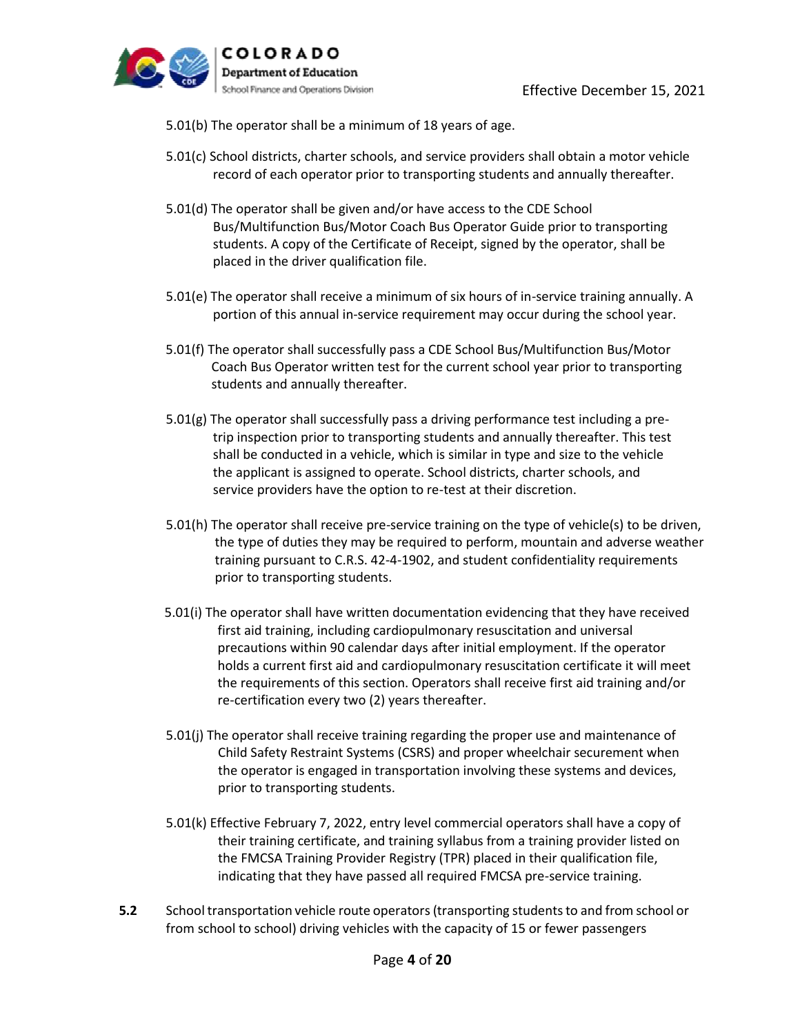5.01(b) The operator shall be a minimum of 18 years of age.

5.01(c) School districts, charter schools, and service providers shall obtain a motor vehicle record of each operator prior to transporting students and annually thereafter.

5.01(d) The operator shall be given and/or have access to the CDE School Bus/Multifunction Bus/Motor Coach Bus Operator Guide prior to transporting students. A copy of the Certificate of Receipt, signed by the operator, shall be placed in the driver qualification file.

5.01(e) The operator shall receive a minimum of six hours of in-service training annually. A portion of this annual in-service requirement may occur during the school year.

5.01(f) The operator shall successfully pass a CDE School Bus/Multifunction Bus/Motor Coach Bus Operator written test for the current school year prior to transporting students and annually thereafter.

5.01(g) The operator shall successfully pass a driving performance test including a pre-trip inspection prior to transporting students and annually thereafter. This test shall be conducted in a vehicle, which is similar in type and size to the vehicle the applicant is assigned to operate. School districts, charter schools, and service providers have the option to re-test at their discretion.

5.01(h) The operator shall receive pre-service training on the type of vehicle(s) to be driven, the type of duties they may be required to perform, mountain and adverse weather training pursuant to C.R.S. 42-4-1902, and student confidentiality requirements prior to transporting students.

5.01(i) The operator shall have written documentation evidencing that they have received first aid training, including cardiopulmonary resuscitation and universal precautions within 90 calendar days after initial employment. If the operator holds a current first aid and cardiopulmonary resuscitation certificate it will meet the requirements of this section. Operators shall receive first aid training and/or re-certification every two (2) years thereafter.

5.01(j) The operator shall receive training regarding the proper use and maintenance of Child Safety Restraint Systems (CSRS) and proper wheelchair securement when the operator is engaged in transportation involving these systems and devices, prior to transporting students.

5.01(k) Effective February 7, 2022, entry level commercial operators shall have a copy of their training certificate, and training syllabus from a training provider listed on the FMCSA Training Provider Registry (TPR) placed in their qualification file, indicating that they have passed all required FMCSA pre-service training.

**5.2** School transportation vehicle route operators (transporting students to and from school or from school to school) driving vehicles with the capacity of 15 or fewer passengers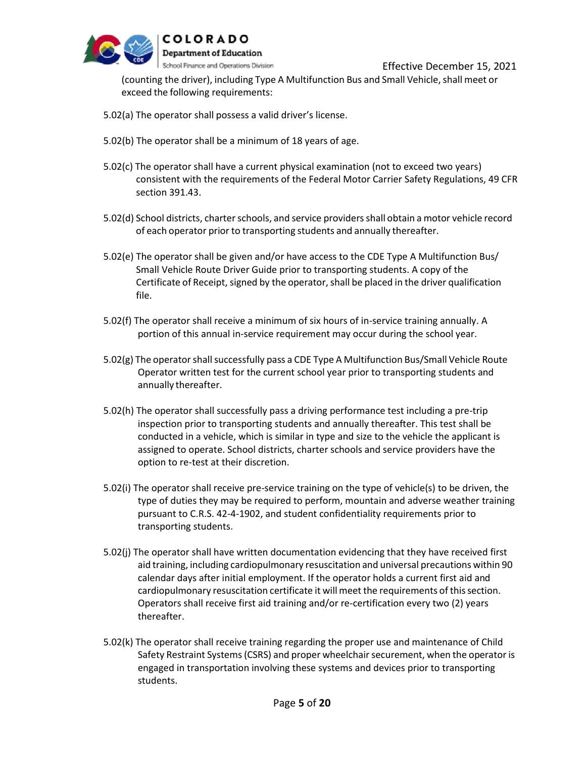(counting the driver), including Type A Multifunction Bus and Small Vehicle, shall meet or exceed the following requirements:

5.02(a) The operator shall possess a valid driver's license.

5.02(b) The operator shall be a minimum of 18 years of age.

5.02(c) The operator shall have a current physical examination (not to exceed two years) consistent with the requirements of the Federal Motor Carrier Safety Regulations, 49 CFR section 391.43.

5.02(d) School districts, charter schools, and service providers shall obtain a motor vehicle record of each operator prior to transporting students and annually thereafter.

5.02(e) The operator shall be given and/or have access to the CDE Type A Multifunction Bus/ Small Vehicle Route Driver Guide prior to transporting students. A copy of the Certificate of Receipt, signed by the operator, shall be placed in the driver qualification file.

5.02(f) The operator shall receive a minimum of six hours of in-service training annually. A portion of this annual in-service requirement may occur during the school year.

5.02(g) The operator shall successfully pass a CDE Type A Multifunction Bus/Small Vehicle Route Operator written test for the current school year prior to transporting students and annually thereafter.

5.02(h) The operator shall successfully pass a driving performance test including a pre-trip inspection prior to transporting students and annually thereafter. This test shall be conducted in a vehicle, which is similar in type and size to the vehicle the applicant is assigned to operate. School districts, charter schools and service providers have the option to re-test at their discretion.

5.02(i) The operator shall receive pre-service training on the type of vehicle(s) to be driven, the type of duties they may be required to perform, mountain and adverse weather training pursuant to C.R.S. 42-4-1902, and student confidentiality requirements prior to transporting students.

5.02(j) The operator shall have written documentation evidencing that they have received first aid training, including cardiopulmonary resuscitation and universal precautions within 90 calendar days after initial employment. If the operator holds a current first aid and cardiopulmonary resuscitation certificate it will meet the requirements of this section. Operators shall receive first aid training and/or re-certification every two (2) years thereafter.

5.02(k) The operator shall receive training regarding the proper use and maintenance of Child Safety Restraint Systems (CSRS) and proper wheelchair securement, when the operator is engaged in transportation involving these systems and devices prior to transporting students.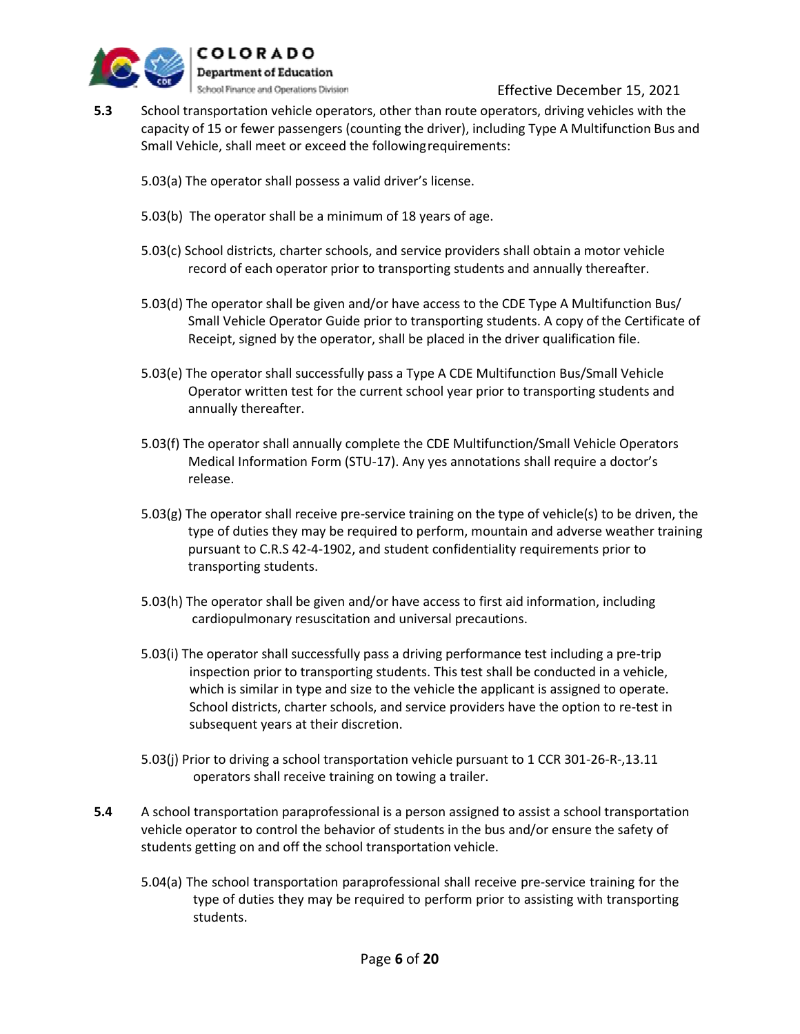**5.3** School transportation vehicle operators, other than route operators, driving vehicles with the capacity of 15 or fewer passengers (counting the driver), including Type A Multifunction Bus and Small Vehicle, shall meet or exceed the following requirements:

5.03(a) The operator shall possess a valid driver's license.

5.03(b) The operator shall be a minimum of 18 years of age.

5.03(c) School districts, charter schools, and service providers shall obtain a motor vehicle record of each operator prior to transporting students and annually thereafter.

5.03(d) The operator shall be given and/or have access to the CDE Type A Multifunction Bus/ Small Vehicle Operator Guide prior to transporting students. A copy of the Certificate of Receipt, signed by the operator, shall be placed in the driver qualification file.

5.03(e) The operator shall successfully pass a Type A CDE Multifunction Bus/Small Vehicle Operator written test for the current school year prior to transporting students and annually thereafter.

5.03(f) The operator shall annually complete the CDE Multifunction/Small Vehicle Operators Medical Information Form (STU-17). Any yes annotations shall require a doctor's release.

5.03(g) The operator shall receive pre-service training on the type of vehicle(s) to be driven, the type of duties they may be required to perform, mountain and adverse weather training pursuant to C.R.S 42-4-1902, and student confidentiality requirements prior to transporting students.

5.03(h) The operator shall be given and/or have access to first aid information, including cardiopulmonary resuscitation and universal precautions.

5.03(i) The operator shall successfully pass a driving performance test including a pre-trip inspection prior to transporting students. This test shall be conducted in a vehicle, which is similar in type and size to the vehicle the applicant is assigned to operate. School districts, charter schools, and service providers have the option to re-test in subsequent years at their discretion.

5.03(j) Prior to driving a school transportation vehicle pursuant to 1 CCR 301-26-R-,13.11 operators shall receive training on towing a trailer.

**5.4** A school transportation paraprofessional is a person assigned to assist a school transportation vehicle operator to control the behavior of students in the bus and/or ensure the safety of students getting on and off the school transportation vehicle.

5.04(a) The school transportation paraprofessional shall receive pre-service training for the type of duties they may be required to perform prior to assisting with transporting students.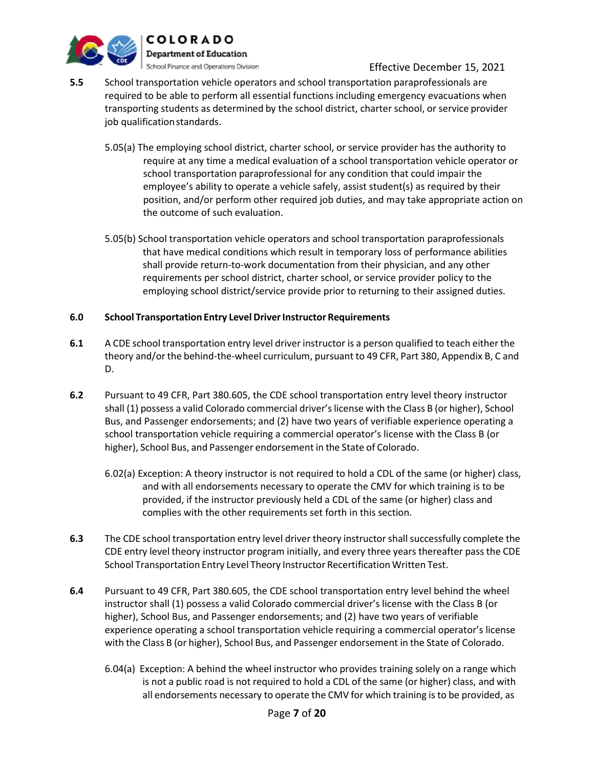**5.5** School transportation vehicle operators and school transportation paraprofessionals are required to be able to perform all essential functions including emergency evacuations when transporting students as determined by the school district, charter school, or service provider job qualification standards.

5.05(a) The employing school district, charter school, or service provider has the authority to require at any time a medical evaluation of a school transportation vehicle operator or school transportation paraprofessional for any condition that could impair the employee's ability to operate a vehicle safely, assist student(s) as required by their position, and/or perform other required job duties, and may take appropriate action on the outcome of such evaluation.

5.05(b) School transportation vehicle operators and school transportation paraprofessionals that have medical conditions which result in temporary loss of performance abilities shall provide return-to-work documentation from their physician, and any other requirements per school district, charter school, or service provider policy to the employing school district/service provide prior to returning to their assigned duties.

## 6.0 School Transportation Entry Level Driver Instructor Requirements

**6.1** A CDE school transportation entry level driver instructor is a person qualified to teach either the theory and/or the behind-the-wheel curriculum, pursuant to 49 CFR, Part 380, Appendix B, C and D.

**6.2** Pursuant to 49 CFR, Part 380.605, the CDE school transportation entry level theory instructor shall (1) possess a valid Colorado commercial driver's license with the Class B (or higher), School Bus, and Passenger endorsements; and (2) have two years of verifiable experience operating a school transportation vehicle requiring a commercial operator's license with the Class B (or higher), School Bus, and Passenger endorsement in the State of Colorado.

6.02(a) Exception: A theory instructor is not required to hold a CDL of the same (or higher) class, and with all endorsements necessary to operate the CMV for which training is to be provided, if the instructor previously held a CDL of the same (or higher) class and complies with the other requirements set forth in this section.

**6.3** The CDE school transportation entry level driver theory instructor shall successfully complete the CDE entry level theory instructor program initially, and every three years thereafter pass the CDE School Transportation Entry Level Theory Instructor Recertification Written Test.

**6.4** Pursuant to 49 CFR, Part 380.605, the CDE school transportation entry level behind the wheel instructor shall (1) possess a valid Colorado commercial driver's license with the Class B (or higher), School Bus, and Passenger endorsements; and (2) have two years of verifiable experience operating a school transportation vehicle requiring a commercial operator's license with the Class B (or higher), School Bus, and Passenger endorsement in the State of Colorado.

6.04(a) Exception: A behind the wheel instructor who provides training solely on a range which is not a public road is not required to hold a CDL of the same (or higher) class, and with all endorsements necessary to operate the CMV for which training is to be provided, as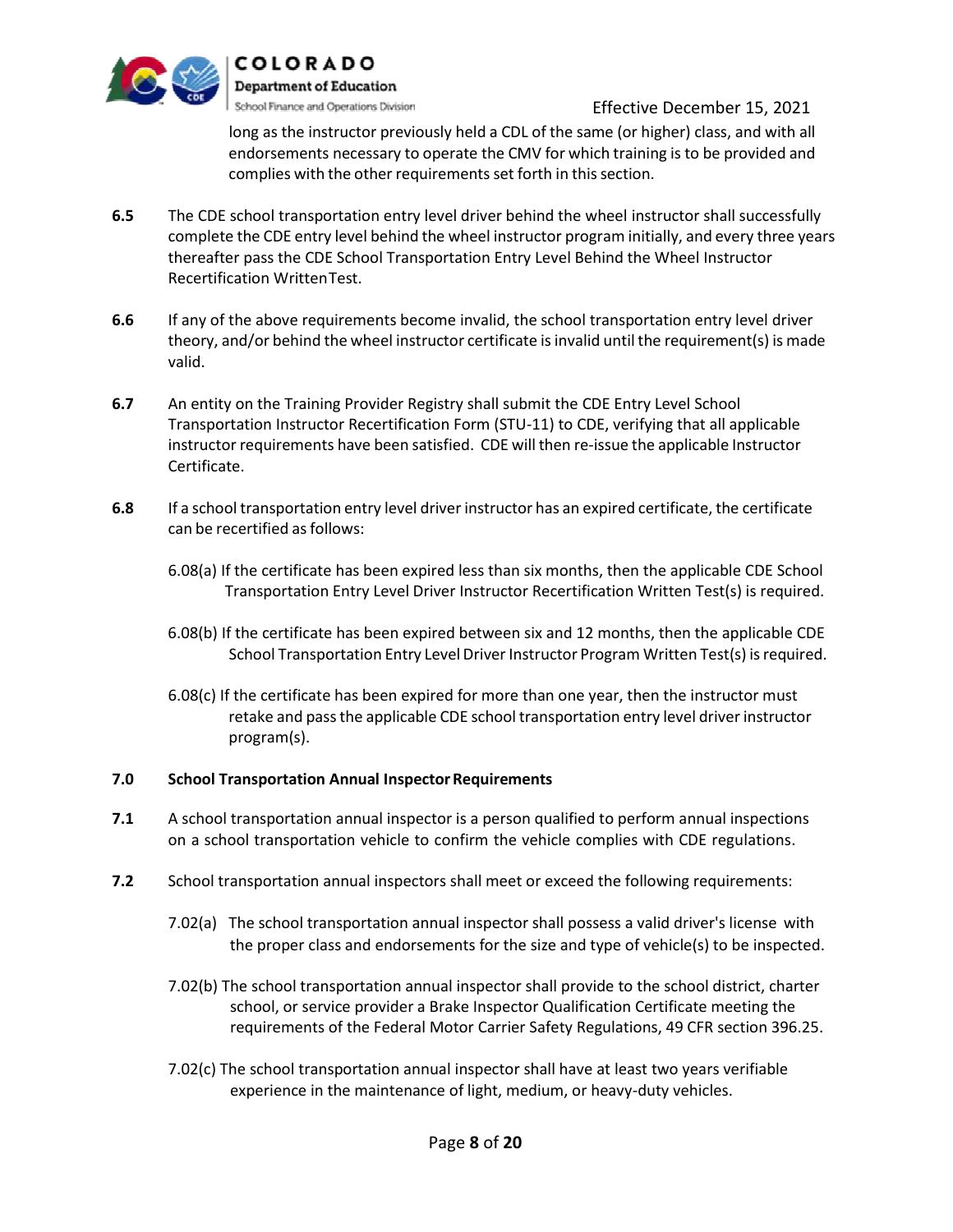long as the instructor previously held a CDL of the same (or higher) class, and with all endorsements necessary to operate the CMV for which training is to be provided and complies with the other requirements set forth in this section.

**6.5** The CDE school transportation entry level driver behind the wheel instructor shall successfully complete the CDE entry level behind the wheel instructor program initially, and every three years thereafter pass the CDE School Transportation Entry Level Behind the Wheel Instructor Recertification Written Test.

**6.6** If any of the above requirements become invalid, the school transportation entry level driver theory, and/or behind the wheel instructor certificate is invalid until the requirement(s) is made valid.

**6.7** An entity on the Training Provider Registry shall submit the CDE Entry Level School Transportation Instructor Recertification Form (STU-11) to CDE, verifying that all applicable instructor requirements have been satisfied. CDE will then re-issue the applicable Instructor Certificate.

**6.8** If a school transportation entry level driver instructor has an expired certificate, the certificate can be recertified as follows:

6.08(a) If the certificate has been expired less than six months, then the applicable CDE School Transportation Entry Level Driver Instructor Recertification Written Test(s) is required.

6.08(b) If the certificate has been expired between six and 12 months, then the applicable CDE School Transportation Entry Level Driver Instructor Program Written Test(s) is required.

6.08(c) If the certificate has been expired for more than one year, then the instructor must retake and pass the applicable CDE school transportation entry level driver instructor program(s).

## 7.0 School Transportation Annual Inspector Requirements

**7.1** A school transportation annual inspector is a person qualified to perform annual inspections on a school transportation vehicle to confirm the vehicle complies with CDE regulations.

**7.2** School transportation annual inspectors shall meet or exceed the following requirements:

7.02(a) The school transportation annual inspector shall possess a valid driver's license with the proper class and endorsements for the size and type of vehicle(s) to be inspected.

7.02(b) The school transportation annual inspector shall provide to the school district, charter school, or service provider a Brake Inspector Qualification Certificate meeting the requirements of the Federal Motor Carrier Safety Regulations, 49 CFR section 396.25.

7.02(c) The school transportation annual inspector shall have at least two years verifiable experience in the maintenance of light, medium, or heavy-duty vehicles.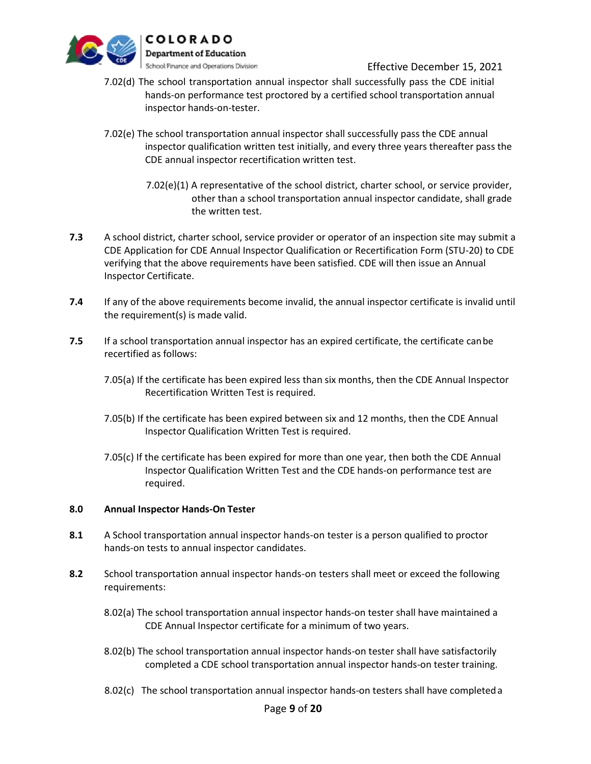7.02(d) The school transportation annual inspector shall successfully pass the CDE initial hands-on performance test proctored by a certified school transportation annual inspector hands-on-tester.

7.02(e) The school transportation annual inspector shall successfully pass the CDE annual inspector qualification written test initially, and every three years thereafter pass the CDE annual inspector recertification written test.

7.02(e)(1) A representative of the school district, charter school, or service provider, other than a school transportation annual inspector candidate, shall grade the written test.

**7.3** A school district, charter school, service provider or operator of an inspection site may submit a CDE Application for CDE Annual Inspector Qualification or Recertification Form (STU-20) to CDE verifying that the above requirements have been satisfied. CDE will then issue an Annual Inspector Certificate.

**7.4** If any of the above requirements become invalid, the annual inspector certificate is invalid until the requirement(s) is made valid.

**7.5** If a school transportation annual inspector has an expired certificate, the certificate can be recertified as follows:

7.05(a) If the certificate has been expired less than six months, then the CDE Annual Inspector Recertification Written Test is required.

7.05(b) If the certificate has been expired between six and 12 months, then the CDE Annual Inspector Qualification Written Test is required.

7.05(c) If the certificate has been expired for more than one year, then both the CDE Annual Inspector Qualification Written Test and the CDE hands-on performance test are required.

## 8.0 Annual Inspector Hands-On Tester

**8.1** A School transportation annual inspector hands-on tester is a person qualified to proctor hands-on tests to annual inspector candidates.

**8.2** School transportation annual inspector hands-on testers shall meet or exceed the following requirements:

8.02(a) The school transportation annual inspector hands-on tester shall have maintained a CDE Annual Inspector certificate for a minimum of two years.

8.02(b) The school transportation annual inspector hands-on tester shall have satisfactorily completed a CDE school transportation annual inspector hands-on tester training.

8.02(c) The school transportation annual inspector hands-on testers shall have completed a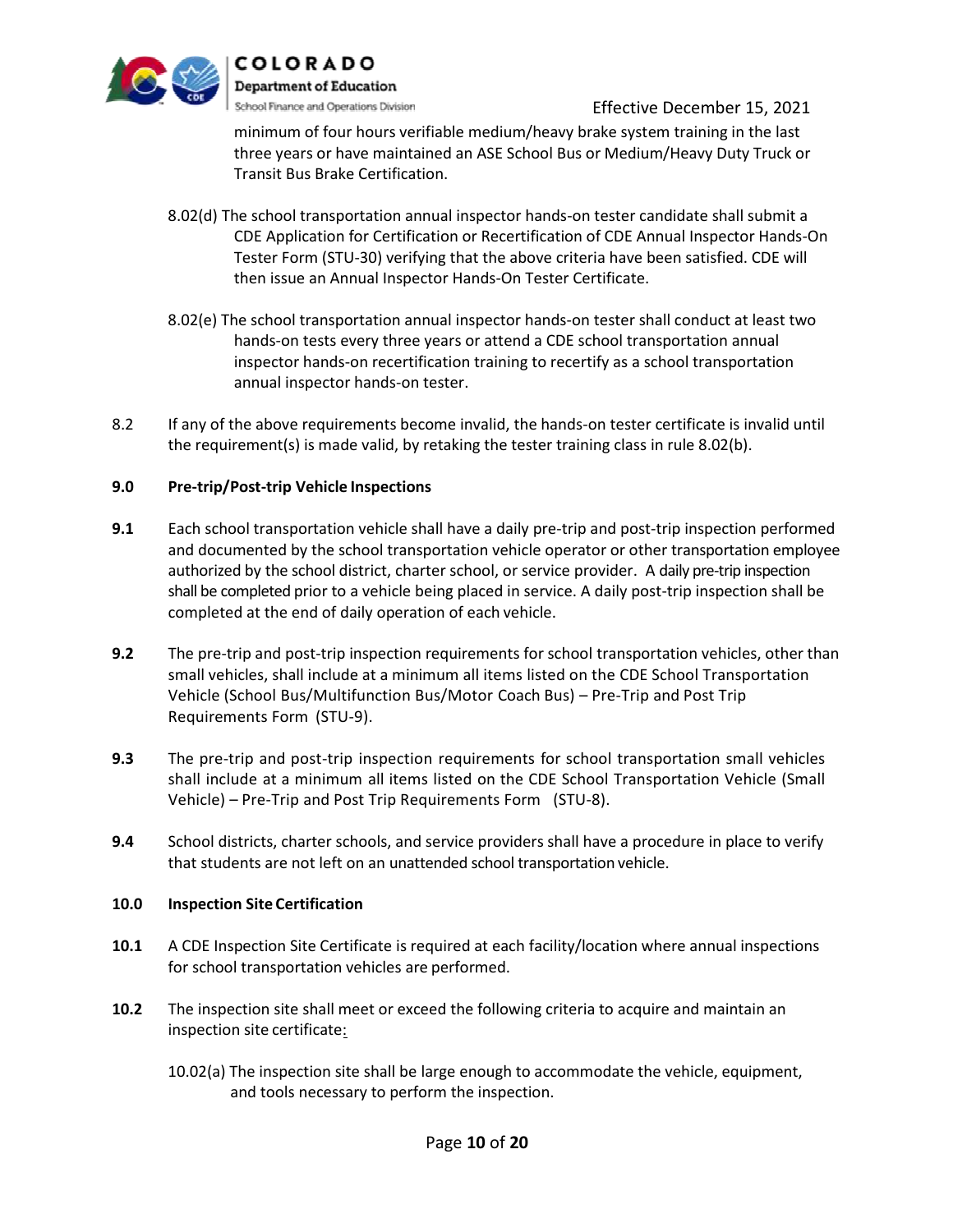minimum of four hours verifiable medium/heavy brake system training in the last three years or have maintained an ASE School Bus or Medium/Heavy Duty Truck or Transit Bus Brake Certification.

8.02(d) The school transportation annual inspector hands-on tester candidate shall submit a CDE Application for Certification or Recertification of CDE Annual Inspector Hands-On Tester Form (STU-30) verifying that the above criteria have been satisfied. CDE will then issue an Annual Inspector Hands-On Tester Certificate.

8.02(e) The school transportation annual inspector hands-on tester shall conduct at least two hands-on tests every three years or attend a CDE school transportation annual inspector hands-on recertification training to recertify as a school transportation annual inspector hands-on tester.

8.2 If any of the above requirements become invalid, the hands-on tester certificate is invalid until the requirement(s) is made valid, by retaking the tester training class in rule 8.02(b).

**9.0 Pre-trip/Post-trip Vehicle Inspections**

**9.1** Each school transportation vehicle shall have a daily pre-trip and post-trip inspection performed and documented by the school transportation vehicle operator or other transportation employee authorized by the school district, charter school, or service provider. A daily pre-trip inspection shall be completed prior to a vehicle being placed in service. A daily post-trip inspection shall be completed at the end of daily operation of each vehicle.

**9.2** The pre-trip and post-trip inspection requirements for school transportation vehicles, other than small vehicles, shall include at a minimum all items listed on the CDE School Transportation Vehicle (School Bus/Multifunction Bus/Motor Coach Bus) – Pre-Trip and Post Trip Requirements Form (STU-9).

**9.3** The pre-trip and post-trip inspection requirements for school transportation small vehicles shall include at a minimum all items listed on the CDE School Transportation Vehicle (Small Vehicle) – Pre-Trip and Post Trip Requirements Form (STU-8).

**9.4** School districts, charter schools, and service providers shall have a procedure in place to verify that students are not left on an unattended school transportation vehicle.

**10.0 Inspection Site Certification**

**10.1** A CDE Inspection Site Certificate is required at each facility/location where annual inspections for school transportation vehicles are performed.

**10.2** The inspection site shall meet or exceed the following criteria to acquire and maintain an inspection site certificate:

10.02(a) The inspection site shall be large enough to accommodate the vehicle, equipment, and tools necessary to perform the inspection.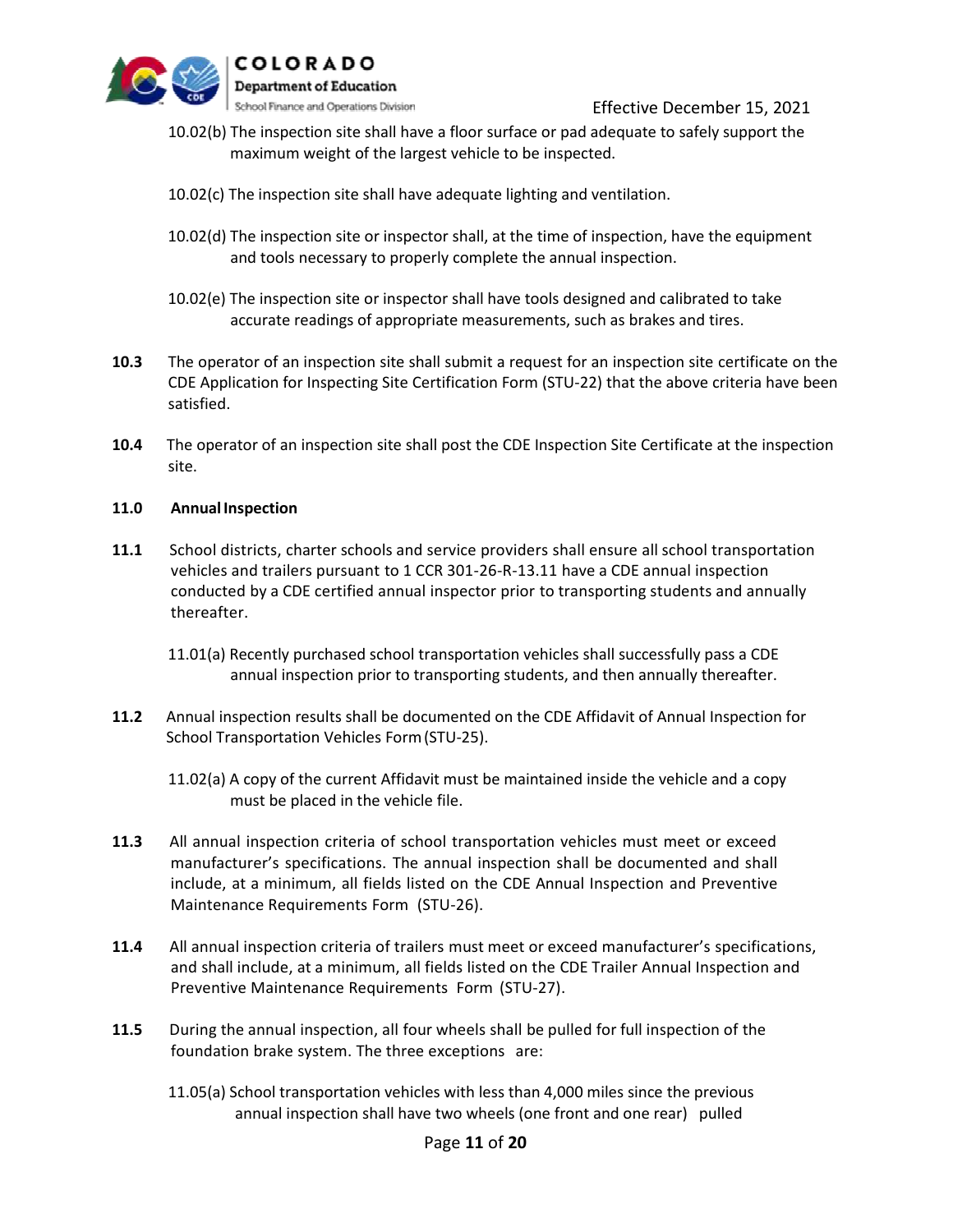10.02(b) The inspection site shall have a floor surface or pad adequate to safely support the maximum weight of the largest vehicle to be inspected.

10.02(c) The inspection site shall have adequate lighting and ventilation.

10.02(d) The inspection site or inspector shall, at the time of inspection, have the equipment and tools necessary to properly complete the annual inspection.

10.02(e) The inspection site or inspector shall have tools designed and calibrated to take accurate readings of appropriate measurements, such as brakes and tires.

**10.3** The operator of an inspection site shall submit a request for an inspection site certificate on the CDE Application for Inspecting Site Certification Form (STU-22) that the above criteria have been satisfied.

**10.4** The operator of an inspection site shall post the CDE Inspection Site Certificate at the inspection site.

**11.0 Annual Inspection**

**11.1** School districts, charter schools and service providers shall ensure all school transportation vehicles and trailers pursuant to 1 CCR 301-26-R-13.11 have a CDE annual inspection conducted by a CDE certified annual inspector prior to transporting students and annually thereafter.

11.01(a) Recently purchased school transportation vehicles shall successfully pass a CDE annual inspection prior to transporting students, and then annually thereafter.

**11.2** Annual inspection results shall be documented on the CDE Affidavit of Annual Inspection for School Transportation Vehicles Form (STU-25).

11.02(a) A copy of the current Affidavit must be maintained inside the vehicle and a copy must be placed in the vehicle file.

**11.3** All annual inspection criteria of school transportation vehicles must meet or exceed manufacturer's specifications. The annual inspection shall be documented and shall include, at a minimum, all fields listed on the CDE Annual Inspection and Preventive Maintenance Requirements Form (STU-26).

**11.4** All annual inspection criteria of trailers must meet or exceed manufacturer's specifications, and shall include, at a minimum, all fields listed on the CDE Trailer Annual Inspection and Preventive Maintenance Requirements Form (STU-27).

**11.5** During the annual inspection, all four wheels shall be pulled for full inspection of the foundation brake system. The three exceptions are:

11.05(a) School transportation vehicles with less than 4,000 miles since the previous annual inspection shall have two wheels (one front and one rear) pulled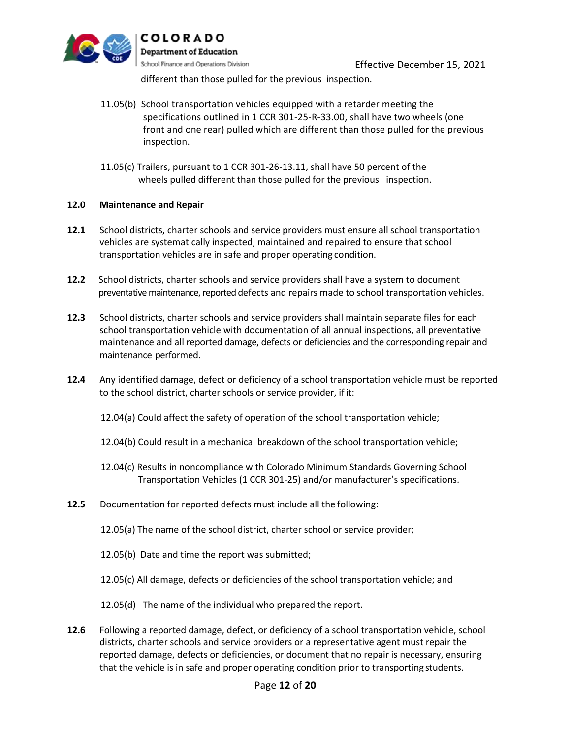different than those pulled for the previous inspection.

11.05(b) School transportation vehicles equipped with a retarder meeting the specifications outlined in 1 CCR 301-25-R-33.00, shall have two wheels (one front and one rear) pulled which are different than those pulled for the previous inspection.

11.05(c) Trailers, pursuant to 1 CCR 301-26-13.11, shall have 50 percent of the wheels pulled different than those pulled for the previous inspection.

**12.0 Maintenance and Repair**

**12.1** School districts, charter schools and service providers must ensure all school transportation vehicles are systematically inspected, maintained and repaired to ensure that school transportation vehicles are in safe and proper operating condition.

**12.2** School districts, charter schools and service providers shall have a system to document preventative maintenance, reported defects and repairs made to school transportation vehicles.

**12.3** School districts, charter schools and service providers shall maintain separate files for each school transportation vehicle with documentation of all annual inspections, all preventative maintenance and all reported damage, defects or deficiencies and the corresponding repair and maintenance performed.

**12.4** Any identified damage, defect or deficiency of a school transportation vehicle must be reported to the school district, charter schools or service provider, if it:

12.04(a) Could affect the safety of operation of the school transportation vehicle;

12.04(b) Could result in a mechanical breakdown of the school transportation vehicle;

12.04(c) Results in noncompliance with Colorado Minimum Standards Governing School Transportation Vehicles (1 CCR 301-25) and/or manufacturer's specifications.

**12.5** Documentation for reported defects must include all the following:

12.05(a) The name of the school district, charter school or service provider;

12.05(b) Date and time the report was submitted;

12.05(c) All damage, defects or deficiencies of the school transportation vehicle; and

12.05(d) The name of the individual who prepared the report.

**12.6** Following a reported damage, defect, or deficiency of a school transportation vehicle, school districts, charter schools and service providers or a representative agent must repair the reported damage, defects or deficiencies, or document that no repair is necessary, ensuring that the vehicle is in safe and proper operating condition prior to transporting students.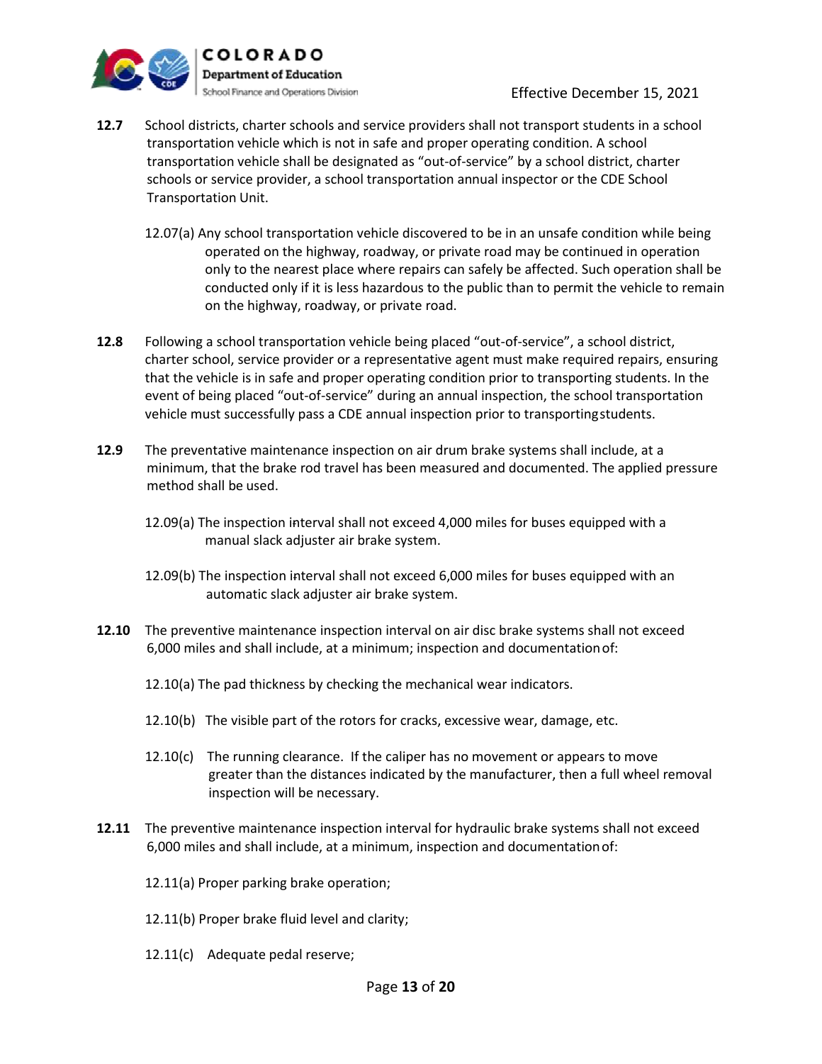**12.7** School districts, charter schools and service providers shall not transport students in a school transportation vehicle which is not in safe and proper operating condition. A school transportation vehicle shall be designated as "out-of-service" by a school district, charter schools or service provider, a school transportation annual inspector or the CDE School Transportation Unit.

12.07(a) Any school transportation vehicle discovered to be in an unsafe condition while being operated on the highway, roadway, or private road may be continued in operation only to the nearest place where repairs can safely be affected. Such operation shall be conducted only if it is less hazardous to the public than to permit the vehicle to remain on the highway, roadway, or private road.

**12.8** Following a school transportation vehicle being placed "out-of-service", a school district, charter school, service provider or a representative agent must make required repairs, ensuring that the vehicle is in safe and proper operating condition prior to transporting students. In the event of being placed "out-of-service" during an annual inspection, the school transportation vehicle must successfully pass a CDE annual inspection prior to transporting students.

**12.9** The preventative maintenance inspection on air drum brake systems shall include, at a minimum, that the brake rod travel has been measured and documented. The applied pressure method shall be used.

12.09(a) The inspection interval shall not exceed 4,000 miles for buses equipped with a manual slack adjuster air brake system.

12.09(b) The inspection interval shall not exceed 6,000 miles for buses equipped with an automatic slack adjuster air brake system.

**12.10** The preventive maintenance inspection interval on air disc brake systems shall not exceed 6,000 miles and shall include, at a minimum; inspection and documentation of:

12.10(a) The pad thickness by checking the mechanical wear indicators.

12.10(b) The visible part of the rotors for cracks, excessive wear, damage, etc.

12.10(c) The running clearance. If the caliper has no movement or appears to move greater than the distances indicated by the manufacturer, then a full wheel removal inspection will be necessary.

**12.11** The preventive maintenance inspection interval for hydraulic brake systems shall not exceed 6,000 miles and shall include, at a minimum, inspection and documentation of:

12.11(a) Proper parking brake operation;

12.11(b) Proper brake fluid level and clarity;

12.11(c) Adequate pedal reserve;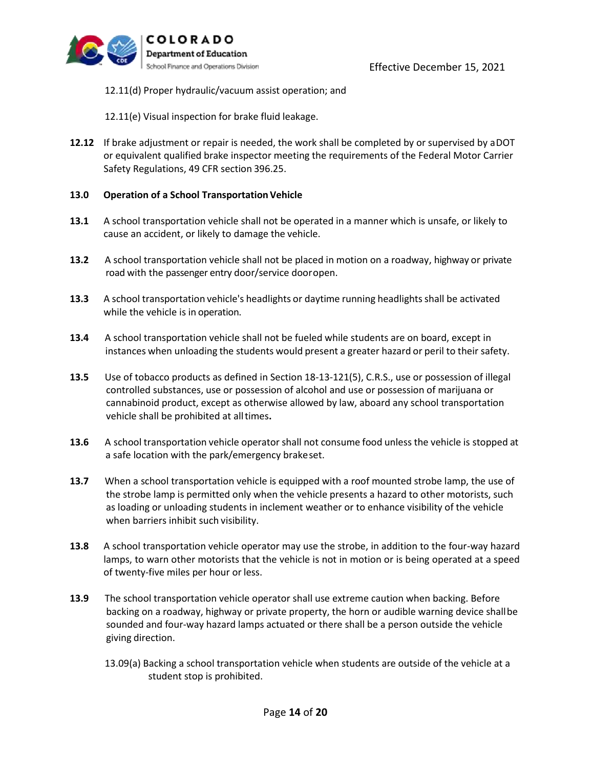12.11(d) Proper hydraulic/vacuum assist operation; and

12.11(e) Visual inspection for brake fluid leakage.

**12.12** If brake adjustment or repair is needed, the work shall be completed by or supervised by a DOT or equivalent qualified brake inspector meeting the requirements of the Federal Motor Carrier Safety Regulations, 49 CFR section 396.25.

**13.0 Operation of a School Transportation Vehicle**

**13.1** A school transportation vehicle shall not be operated in a manner which is unsafe, or likely to cause an accident, or likely to damage the vehicle.

**13.2** A school transportation vehicle shall not be placed in motion on a roadway, highway or private road with the passenger entry door/service door open.

**13.3** A school transportation vehicle's headlights or daytime running headlights shall be activated while the vehicle is in operation.

**13.4** A school transportation vehicle shall not be fueled while students are on board, except in instances when unloading the students would present a greater hazard or peril to their safety.

**13.5** Use of tobacco products as defined in Section 18-13-121(5), C.R.S., use or possession of illegal controlled substances, use or possession of alcohol and use or possession of marijuana or cannabinoid product, except as otherwise allowed by law, aboard any school transportation vehicle shall be prohibited at all times**.**

**13.6** A school transportation vehicle operator shall not consume food unless the vehicle is stopped at a safe location with the park/emergency brake set.

**13.7** When a school transportation vehicle is equipped with a roof mounted strobe lamp, the use of the strobe lamp is permitted only when the vehicle presents a hazard to other motorists, such as loading or unloading students in inclement weather or to enhance visibility of the vehicle when barriers inhibit such visibility.

**13.8** A school transportation vehicle operator may use the strobe, in addition to the four-way hazard lamps, to warn other motorists that the vehicle is not in motion or is being operated at a speed of twenty-five miles per hour or less.

**13.9** The school transportation vehicle operator shall use extreme caution when backing. Before backing on a roadway, highway or private property, the horn or audible warning device shall be sounded and four-way hazard lamps actuated or there shall be a person outside the vehicle giving direction.

13.09(a) Backing a school transportation vehicle when students are outside of the vehicle at a student stop is prohibited.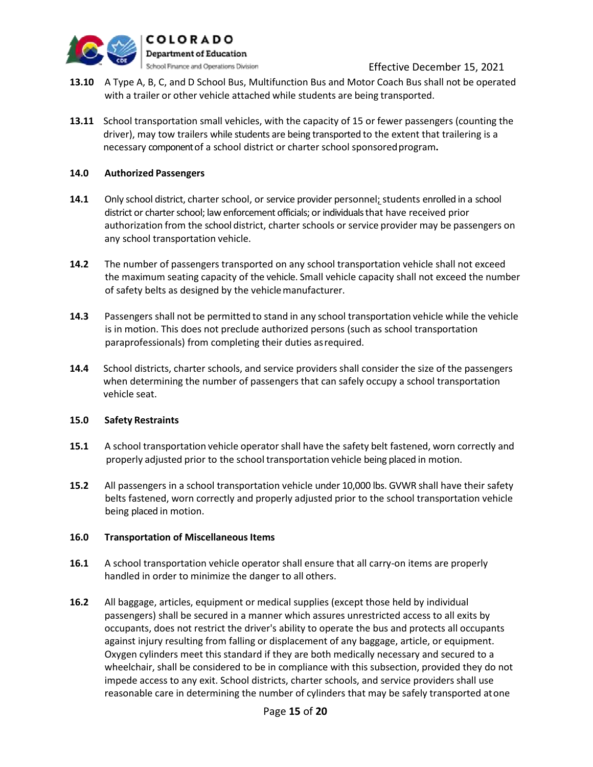**13.10** A Type A, B, C, and D School Bus, Multifunction Bus and Motor Coach Bus shall not be operated with a trailer or other vehicle attached while students are being transported.

**13.11** School transportation small vehicles, with the capacity of 15 or fewer passengers (counting the driver), may tow trailers while students are being transported to the extent that trailering is a necessary component of a school district or charter school sponsored program**.**

**14.0 Authorized Passengers**

**14.1** Only school district, charter school, or service provider personnel; students enrolled in a school district or charter school; law enforcement officials; or individuals that have received prior authorization from the school district, charter schools or service provider may be passengers on any school transportation vehicle.

**14.2** The number of passengers transported on any school transportation vehicle shall not exceed the maximum seating capacity of the vehicle. Small vehicle capacity shall not exceed the number of safety belts as designed by the vehicle manufacturer.

**14.3** Passengers shall not be permitted to stand in any school transportation vehicle while the vehicle is in motion. This does not preclude authorized persons (such as school transportation paraprofessionals) from completing their duties as required.

**14.4** School districts, charter schools, and service providers shall consider the size of the passengers when determining the number of passengers that can safely occupy a school transportation vehicle seat.

**15.0 Safety Restraints**

**15.1** A school transportation vehicle operator shall have the safety belt fastened, worn correctly and properly adjusted prior to the school transportation vehicle being placed in motion.

**15.2** All passengers in a school transportation vehicle under 10,000 lbs. GVWR shall have their safety belts fastened, worn correctly and properly adjusted prior to the school transportation vehicle being placed in motion.

**16.0 Transportation of Miscellaneous Items**

**16.1** A school transportation vehicle operator shall ensure that all carry-on items are properly handled in order to minimize the danger to all others.

**16.2** All baggage, articles, equipment or medical supplies (except those held by individual passengers) shall be secured in a manner which assures unrestricted access to all exits by occupants, does not restrict the driver's ability to operate the bus and protects all occupants against injury resulting from falling or displacement of any baggage, article, or equipment. Oxygen cylinders meet this standard if they are both medically necessary and secured to a wheelchair, shall be considered to be in compliance with this subsection, provided they do not impede access to any exit. School districts, charter schools, and service providers shall use reasonable care in determining the number of cylinders that may be safely transported at one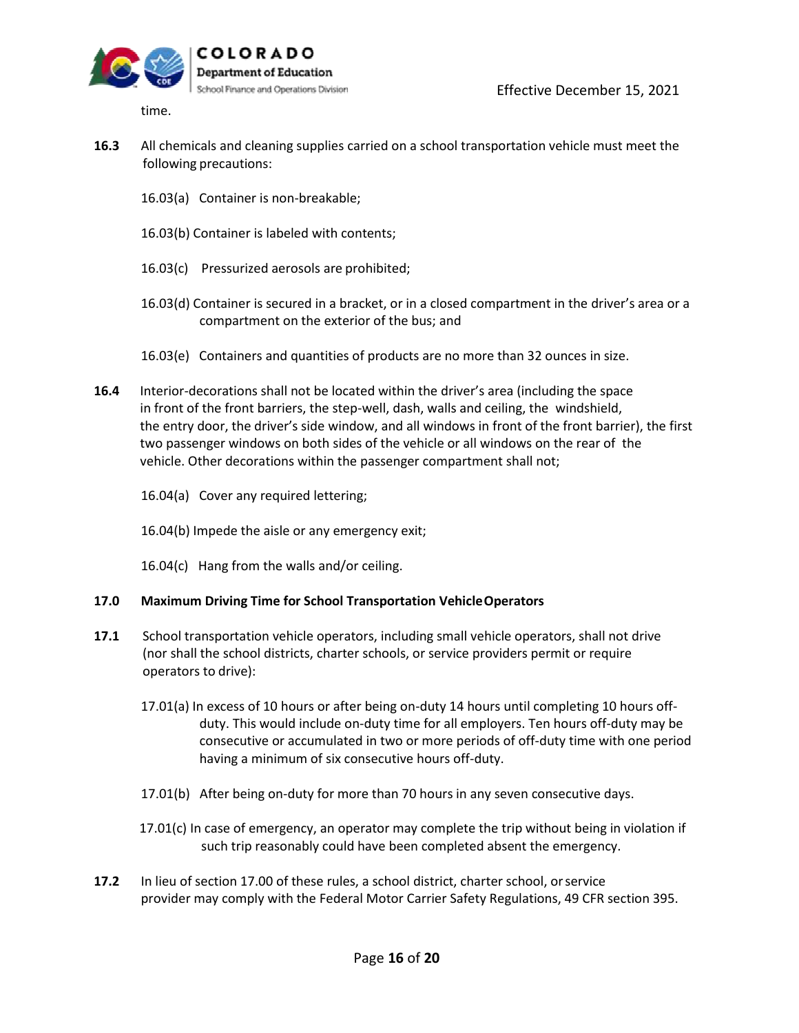time.

**16.3** All chemicals and cleaning supplies carried on a school transportation vehicle must meet the following precautions:

16.03(a) Container is non-breakable;

16.03(b) Container is labeled with contents;

16.03(c) Pressurized aerosols are prohibited;

16.03(d) Container is secured in a bracket, or in a closed compartment in the driver's area or a compartment on the exterior of the bus; and

16.03(e) Containers and quantities of products are no more than 32 ounces in size.

**16.4** Interior-decorations shall not be located within the driver's area (including the space in front of the front barriers, the step-well, dash, walls and ceiling, the windshield, the entry door, the driver's side window, and all windows in front of the front barrier), the first two passenger windows on both sides of the vehicle or all windows on the rear of the vehicle. Other decorations within the passenger compartment shall not;

16.04(a) Cover any required lettering;

16.04(b) Impede the aisle or any emergency exit;

16.04(c) Hang from the walls and/or ceiling.

## 17.0 Maximum Driving Time for School Transportation Vehicle Operators

**17.1** School transportation vehicle operators, including small vehicle operators, shall not drive (nor shall the school districts, charter schools, or service providers permit or require operators to drive):

17.01(a) In excess of 10 hours or after being on-duty 14 hours until completing 10 hours off-duty. This would include on-duty time for all employers. Ten hours off-duty may be consecutive or accumulated in two or more periods of off-duty time with one period having a minimum of six consecutive hours off-duty.

17.01(b) After being on-duty for more than 70 hours in any seven consecutive days.

17.01(c) In case of emergency, an operator may complete the trip without being in violation if such trip reasonably could have been completed absent the emergency.

**17.2** In lieu of section 17.00 of these rules, a school district, charter school, or service provider may comply with the Federal Motor Carrier Safety Regulations, 49 CFR section 395.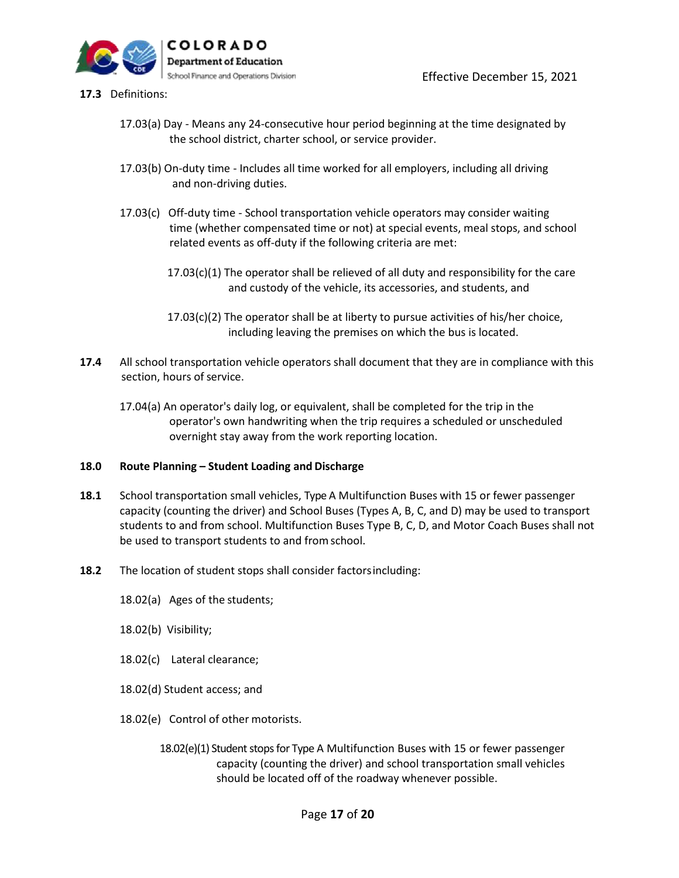**17.3** Definitions:

17.03(a) Day - Means any 24-consecutive hour period beginning at the time designated by the school district, charter school, or service provider.

17.03(b) On-duty time - Includes all time worked for all employers, including all driving and non-driving duties.

17.03(c) Off-duty time - School transportation vehicle operators may consider waiting time (whether compensated time or not) at special events, meal stops, and school related events as off-duty if the following criteria are met:

17.03(c)(1) The operator shall be relieved of all duty and responsibility for the care and custody of the vehicle, its accessories, and students, and

17.03(c)(2) The operator shall be at liberty to pursue activities of his/her choice, including leaving the premises on which the bus is located.

**17.4** All school transportation vehicle operators shall document that they are in compliance with this section, hours of service.

17.04(a) An operator's daily log, or equivalent, shall be completed for the trip in the operator's own handwriting when the trip requires a scheduled or unscheduled overnight stay away from the work reporting location.

## 18.0 Route Planning – Student Loading and Discharge

**18.1** School transportation small vehicles, Type A Multifunction Buses with 15 or fewer passenger capacity (counting the driver) and School Buses (Types A, B, C, and D) may be used to transport students to and from school. Multifunction Buses Type B, C, D, and Motor Coach Buses shall not be used to transport students to and from school.

**18.2** The location of student stops shall consider factors including:

18.02(a) Ages of the students;

18.02(b) Visibility;

18.02(c) Lateral clearance;

18.02(d) Student access; and

18.02(e) Control of other motorists.

18.02(e)(1) Student stops for Type A Multifunction Buses with 15 or fewer passenger capacity (counting the driver) and school transportation small vehicles should be located off of the roadway whenever possible.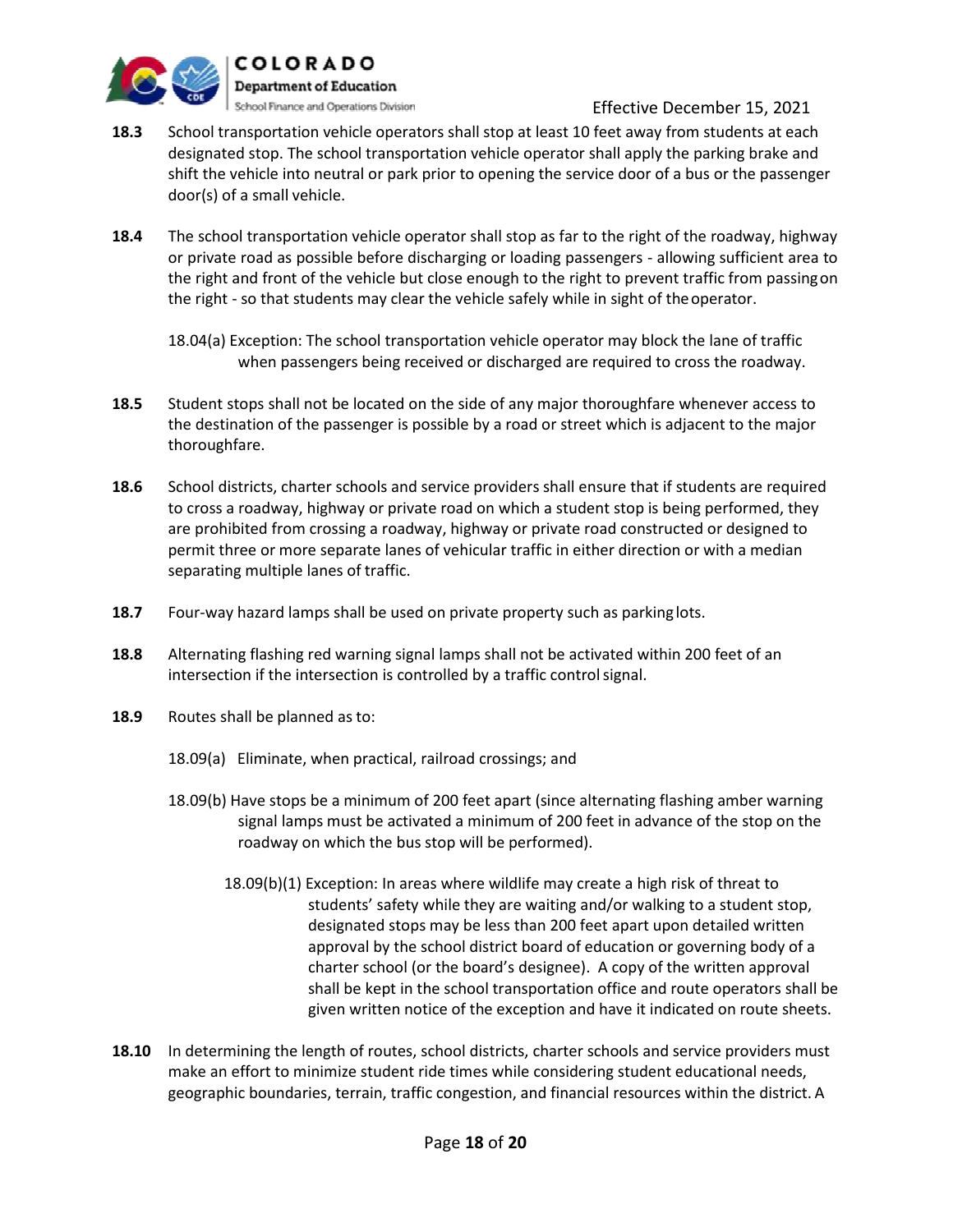**18.3** School transportation vehicle operators shall stop at least 10 feet away from students at each designated stop. The school transportation vehicle operator shall apply the parking brake and shift the vehicle into neutral or park prior to opening the service door of a bus or the passenger door(s) of a small vehicle.

**18.4** The school transportation vehicle operator shall stop as far to the right of the roadway, highway or private road as possible before discharging or loading passengers - allowing sufficient area to the right and front of the vehicle but close enough to the right to prevent traffic from passing on the right - so that students may clear the vehicle safely while in sight of the operator.

18.04(a) Exception: The school transportation vehicle operator may block the lane of traffic when passengers being received or discharged are required to cross the roadway.

**18.5** Student stops shall not be located on the side of any major thoroughfare whenever access to the destination of the passenger is possible by a road or street which is adjacent to the major thoroughfare.

**18.6** School districts, charter schools and service providers shall ensure that if students are required to cross a roadway, highway or private road on which a student stop is being performed, they are prohibited from crossing a roadway, highway or private road constructed or designed to permit three or more separate lanes of vehicular traffic in either direction or with a median separating multiple lanes of traffic.

**18.7** Four-way hazard lamps shall be used on private property such as parking lots.

**18.8** Alternating flashing red warning signal lamps shall not be activated within 200 feet of an intersection if the intersection is controlled by a traffic control signal.

**18.9** Routes shall be planned as to:

18.09(a) Eliminate, when practical, railroad crossings; and

18.09(b) Have stops be a minimum of 200 feet apart (since alternating flashing amber warning signal lamps must be activated a minimum of 200 feet in advance of the stop on the roadway on which the bus stop will be performed).

18.09(b)(1) Exception: In areas where wildlife may create a high risk of threat to students' safety while they are waiting and/or walking to a student stop, designated stops may be less than 200 feet apart upon detailed written approval by the school district board of education or governing body of a charter school (or the board's designee). A copy of the written approval shall be kept in the school transportation office and route operators shall be given written notice of the exception and have it indicated on route sheets.

**18.10** In determining the length of routes, school districts, charter schools and service providers must make an effort to minimize student ride times while considering student educational needs, geographic boundaries, terrain, traffic congestion, and financial resources within the district. A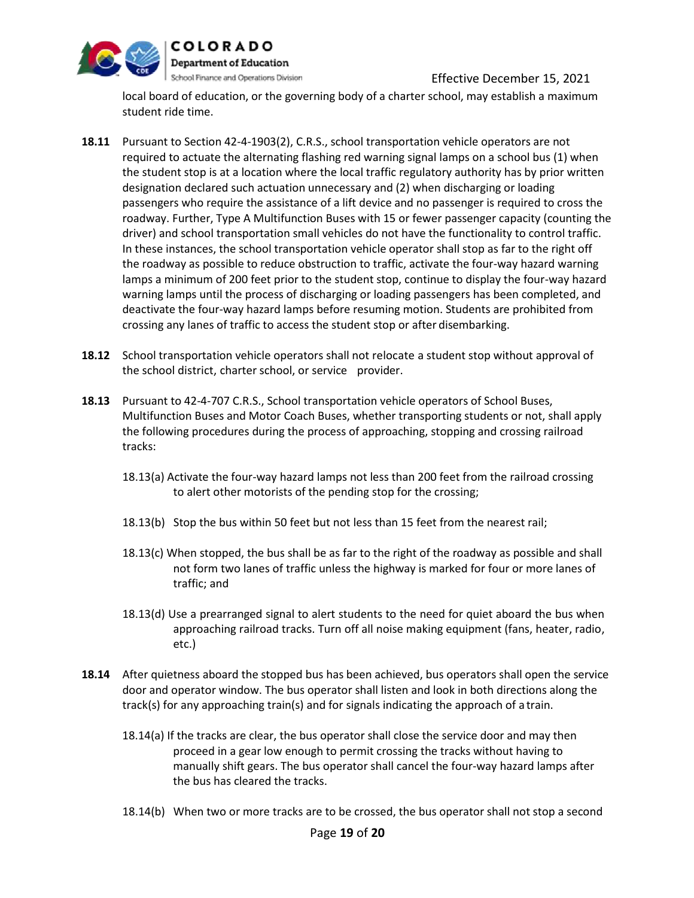local board of education, or the governing body of a charter school, may establish a maximum student ride time.

**18.11** Pursuant to Section 42-4-1903(2), C.R.S., school transportation vehicle operators are not required to actuate the alternating flashing red warning signal lamps on a school bus (1) when the student stop is at a location where the local traffic regulatory authority has by prior written designation declared such actuation unnecessary and (2) when discharging or loading passengers who require the assistance of a lift device and no passenger is required to cross the roadway. Further, Type A Multifunction Buses with 15 or fewer passenger capacity (counting the driver) and school transportation small vehicles do not have the functionality to control traffic. In these instances, the school transportation vehicle operator shall stop as far to the right off the roadway as possible to reduce obstruction to traffic, activate the four-way hazard warning lamps a minimum of 200 feet prior to the student stop, continue to display the four-way hazard warning lamps until the process of discharging or loading passengers has been completed, and deactivate the four-way hazard lamps before resuming motion. Students are prohibited from crossing any lanes of traffic to access the student stop or after disembarking.

**18.12** School transportation vehicle operators shall not relocate a student stop without approval of the school district, charter school, or service provider.

**18.13** Pursuant to 42-4-707 C.R.S., School transportation vehicle operators of School Buses, Multifunction Buses and Motor Coach Buses, whether transporting students or not, shall apply the following procedures during the process of approaching, stopping and crossing railroad tracks:

18.13(a) Activate the four-way hazard lamps not less than 200 feet from the railroad crossing to alert other motorists of the pending stop for the crossing;

18.13(b) Stop the bus within 50 feet but not less than 15 feet from the nearest rail;

18.13(c) When stopped, the bus shall be as far to the right of the roadway as possible and shall not form two lanes of traffic unless the highway is marked for four or more lanes of traffic; and

18.13(d) Use a prearranged signal to alert students to the need for quiet aboard the bus when approaching railroad tracks. Turn off all noise making equipment (fans, heater, radio, etc.)

**18.14** After quietness aboard the stopped bus has been achieved, bus operators shall open the service door and operator window. The bus operator shall listen and look in both directions along the track(s) for any approaching train(s) and for signals indicating the approach of a train.

18.14(a) If the tracks are clear, the bus operator shall close the service door and may then proceed in a gear low enough to permit crossing the tracks without having to manually shift gears. The bus operator shall cancel the four-way hazard lamps after the bus has cleared the tracks.

18.14(b) When two or more tracks are to be crossed, the bus operator shall not stop a second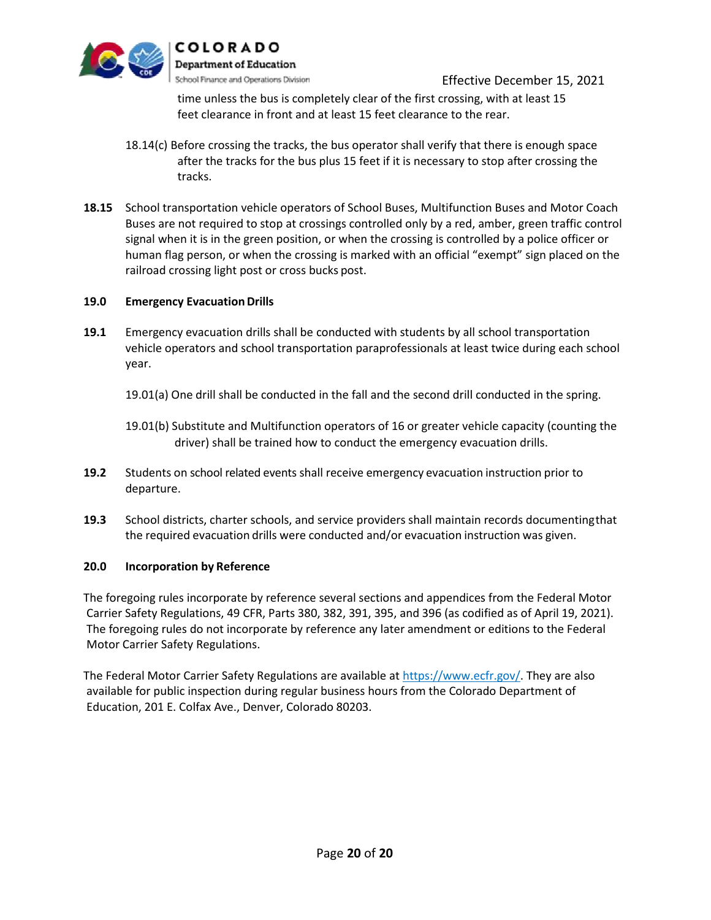time unless the bus is completely clear of the first crossing, with at least 15 feet clearance in front and at least 15 feet clearance to the rear.

18.14(c) Before crossing the tracks, the bus operator shall verify that there is enough space after the tracks for the bus plus 15 feet if it is necessary to stop after crossing the tracks.

**18.15** School transportation vehicle operators of School Buses, Multifunction Buses and Motor Coach Buses are not required to stop at crossings controlled only by a red, amber, green traffic control signal when it is in the green position, or when the crossing is controlled by a police officer or human flag person, or when the crossing is marked with an official "exempt" sign placed on the railroad crossing light post or cross bucks post.

**19.0 Emergency Evacuation Drills**

**19.1** Emergency evacuation drills shall be conducted with students by all school transportation vehicle operators and school transportation paraprofessionals at least twice during each school year.

19.01(a) One drill shall be conducted in the fall and the second drill conducted in the spring.

19.01(b) Substitute and Multifunction operators of 16 or greater vehicle capacity (counting the driver) shall be trained how to conduct the emergency evacuation drills.

**19.2** Students on school related events shall receive emergency evacuation instruction prior to departure.

**19.3** School districts, charter schools, and service providers shall maintain records documenting that the required evacuation drills were conducted and/or evacuation instruction was given.

**20.0 Incorporation by Reference**

The foregoing rules incorporate by reference several sections and appendices from the Federal Motor Carrier Safety Regulations, 49 CFR, Parts 380, 382, 391, 395, and 396 (as codified as of April 19, 2021). The foregoing rules do not incorporate by reference any later amendment or editions to the Federal Motor Carrier Safety Regulations.

The Federal Motor Carrier Safety Regulations are available at https://www.ecfr.gov/. They are also available for public inspection during regular business hours from the Colorado Department of Education, 201 E. Colfax Ave., Denver, Colorado 80203.